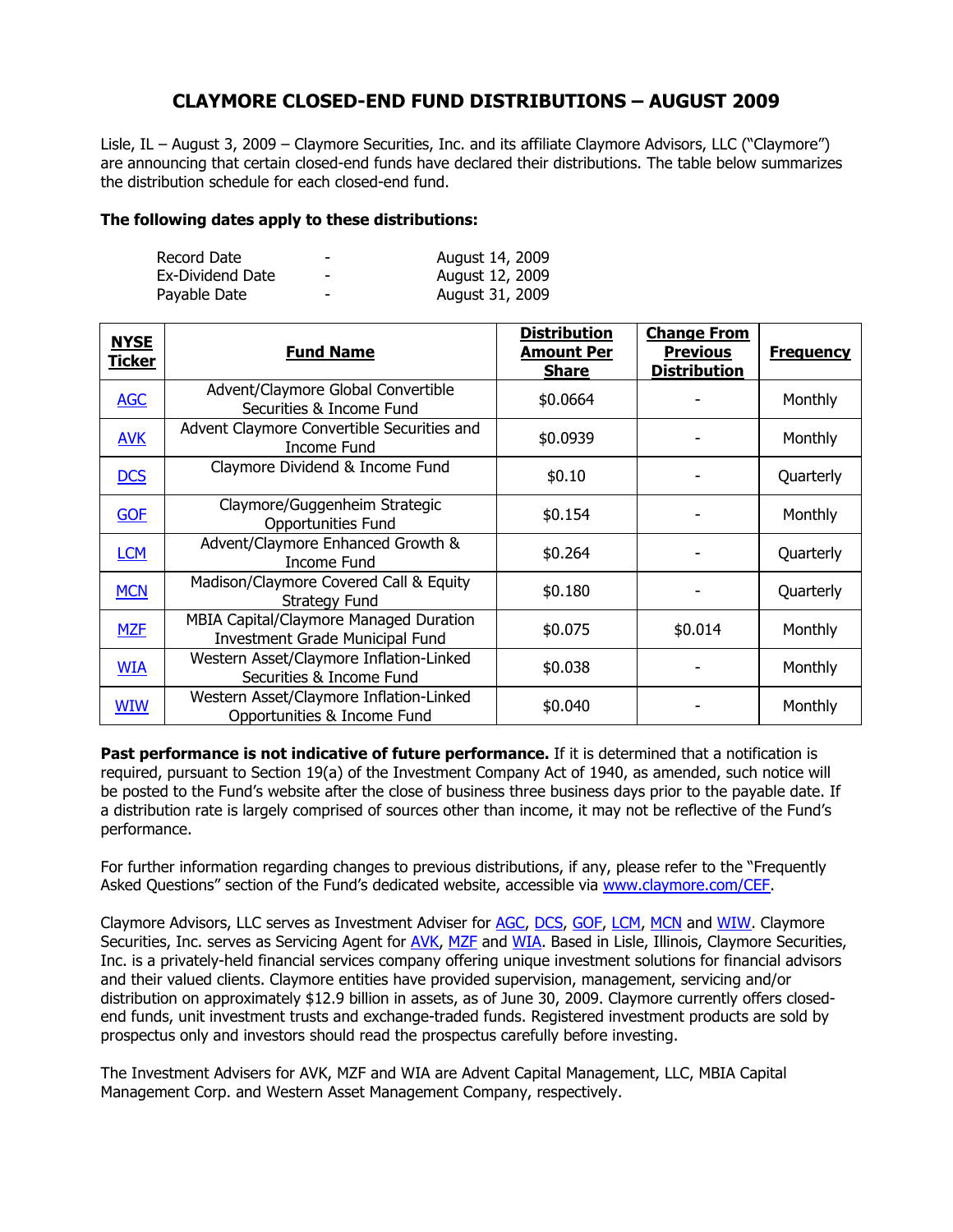# CLAYMORE CLOSED-END FUND DISTRIBUTIONS – AUGUST 2009

Lisle, IL – August 3, 2009 – Claymore Securities, Inc. and its affiliate Claymore Advisors, LLC ("Claymore") are announcing that certain closed-end funds have declared their distributions. The table below summarizes the distribution schedule for each closed-end fund.

**The following dates apply to these distributions:**

| | | |
|---|---|---|
| Record Date | - | August 14, 2009 |
| Ex-Dividend Date | - | August 12, 2009 |
| Payable Date | - | August 31, 2009 |

| NYSE Ticker | Fund Name | Distribution Amount Per Share | Change From Previous Distribution | Frequency |
|---|---|---|---|---|
| AGC | Advent/Claymore Global Convertible Securities & Income Fund | $0.0664 | - | Monthly |
| AVK | Advent Claymore Convertible Securities and Income Fund | $0.0939 | - | Monthly |
| DCS | Claymore Dividend & Income Fund | $0.10 | - | Quarterly |
| GOF | Claymore/Guggenheim Strategic Opportunities Fund | $0.154 | - | Monthly |
| LCM | Advent/Claymore Enhanced Growth & Income Fund | $0.264 | - | Quarterly |
| MCN | Madison/Claymore Covered Call & Equity Strategy Fund | $0.180 | - | Quarterly |
| MZF | MBIA Capital/Claymore Managed Duration Investment Grade Municipal Fund | $0.075 | $0.014 | Monthly |
| WIA | Western Asset/Claymore Inflation-Linked Securities & Income Fund | $0.038 | - | Monthly |
| WIW | Western Asset/Claymore Inflation-Linked Opportunities & Income Fund | $0.040 | - | Monthly |

**Past performance is not indicative of future performance.** If it is determined that a notification is required, pursuant to Section 19(a) of the Investment Company Act of 1940, as amended, such notice will be posted to the Fund's website after the close of business three business days prior to the payable date. If a distribution rate is largely comprised of sources other than income, it may not be reflective of the Fund's performance.

For further information regarding changes to previous distributions, if any, please refer to the "Frequently Asked Questions" section of the Fund's dedicated website, accessible via www.claymore.com/CEF.

Claymore Advisors, LLC serves as Investment Adviser for AGC, DCS, GOF, LCM, MCN and WIW. Claymore Securities, Inc. serves as Servicing Agent for AVK, MZF and WIA. Based in Lisle, Illinois, Claymore Securities, Inc. is a privately-held financial services company offering unique investment solutions for financial advisors and their valued clients. Claymore entities have provided supervision, management, servicing and/or distribution on approximately $12.9 billion in assets, as of June 30, 2009. Claymore currently offers closed-end funds, unit investment trusts and exchange-traded funds. Registered investment products are sold by prospectus only and investors should read the prospectus carefully before investing.

The Investment Advisers for AVK, MZF and WIA are Advent Capital Management, LLC, MBIA Capital Management Corp. and Western Asset Management Company, respectively.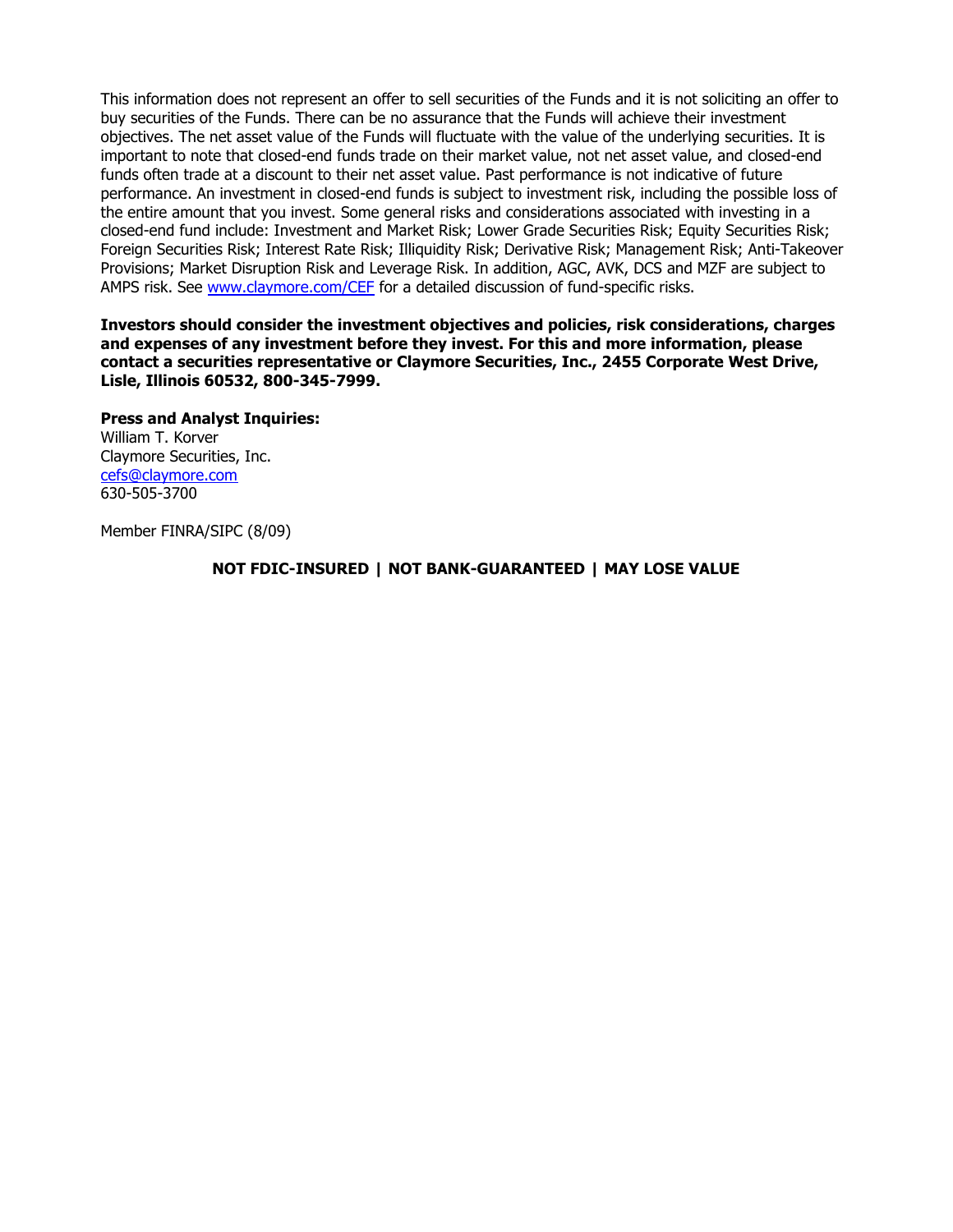This information does not represent an offer to sell securities of the Funds and it is not soliciting an offer to buy securities of the Funds. There can be no assurance that the Funds will achieve their investment objectives. The net asset value of the Funds will fluctuate with the value of the underlying securities. It is important to note that closed-end funds trade on their market value, not net asset value, and closed-end funds often trade at a discount to their net asset value. Past performance is not indicative of future performance. An investment in closed-end funds is subject to investment risk, including the possible loss of the entire amount that you invest. Some general risks and considerations associated with investing in a closed-end fund include: Investment and Market Risk; Lower Grade Securities Risk; Equity Securities Risk; Foreign Securities Risk; Interest Rate Risk; Illiquidity Risk; Derivative Risk; Management Risk; Anti-Takeover Provisions; Market Disruption Risk and Leverage Risk. In addition, AGC, AVK, DCS and MZF are subject to AMPS risk. See [www.claymore.com/CEF](www.claymore.com/CEF) for a detailed discussion of fund-specific risks.

**Investors should consider the investment objectives and policies, risk considerations, charges and expenses of any investment before they invest. For this and more information, please contact a securities representative or Claymore Securities, Inc., 2455 Corporate West Drive, Lisle, Illinois 60532, 800-345-7999.**

**Press and Analyst Inquiries:**
William T. Korver
Claymore Securities, Inc.
[cefs@claymore.com](mailto:cefs@claymore.com)
630-505-3700

Member FINRA/SIPC (8/09)

**NOT FDIC-INSURED | NOT BANK-GUARANTEED | MAY LOSE VALUE**